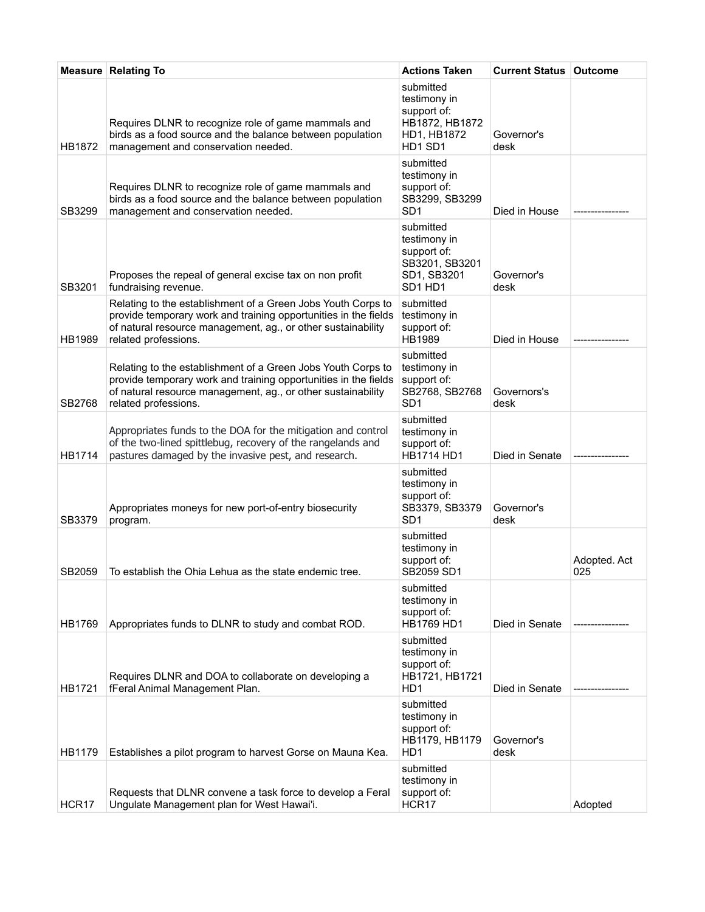| Measure | Relating To | Actions Taken | Current Status | Outcome |
|---|---|---|---|---|
| HB1872 | Requires DLNR to recognize role of game mammals and birds as a food source and the balance between population management and conservation needed. | submitted testimony in support of: HB1872, HB1872 HD1, HB1872 HD1 SD1 | Governor's desk | |
| SB3299 | Requires DLNR to recognize role of game mammals and birds as a food source and the balance between population management and conservation needed. | submitted testimony in support of: SB3299, SB3299 SD1 | Died in House | ---------------- |
| SB3201 | Proposes the repeal of general excise tax on non profit fundraising revenue. | submitted testimony in support of: SB3201, SB3201 SD1, SB3201 SD1 HD1 | Governor's desk | |
| HB1989 | Relating to the establishment of a Green Jobs Youth Corps to provide temporary work and training opportunities in the fields of natural resource management, ag., or other sustainability related professions. | submitted testimony in support of: HB1989 | Died in House | ---------------- |
| SB2768 | Relating to the establishment of a Green Jobs Youth Corps to provide temporary work and training opportunities in the fields of natural resource management, ag., or other sustainability related professions. | submitted testimony in support of: SB2768, SB2768 SD1 | Governors's desk | |
| HB1714 | Appropriates funds to the DOA for the mitigation and control of the two-lined spittlebug, recovery of the rangelands and pastures damaged by the invasive pest, and research. | submitted testimony in support of: HB1714 HD1 | Died in Senate | ---------------- |
| SB3379 | Appropriates moneys for new port-of-entry biosecurity program. | submitted testimony in support of: SB3379, SB3379 SD1 | Governor's desk | |
| SB2059 | To establish the Ohia Lehua as the state endemic tree. | submitted testimony in support of: SB2059 SD1 | | Adopted. Act 025 |
| HB1769 | Appropriates funds to DLNR to study and combat ROD. | submitted testimony in support of: HB1769 HD1 | Died in Senate | ---------------- |
| HB1721 | Requires DLNR and DOA to collaborate on developing a fFeral Animal Management Plan. | submitted testimony in support of: HB1721, HB1721 HD1 | Died in Senate | ---------------- |
| HB1179 | Establishes a pilot program to harvest Gorse on Mauna Kea. | submitted testimony in support of: HB1179, HB1179 HD1 | Governor's desk | |
| HCR17 | Requests that DLNR convene a task force to develop a Feral Ungulate Management plan for West Hawai'i. | submitted testimony in support of: HCR17 | | Adopted |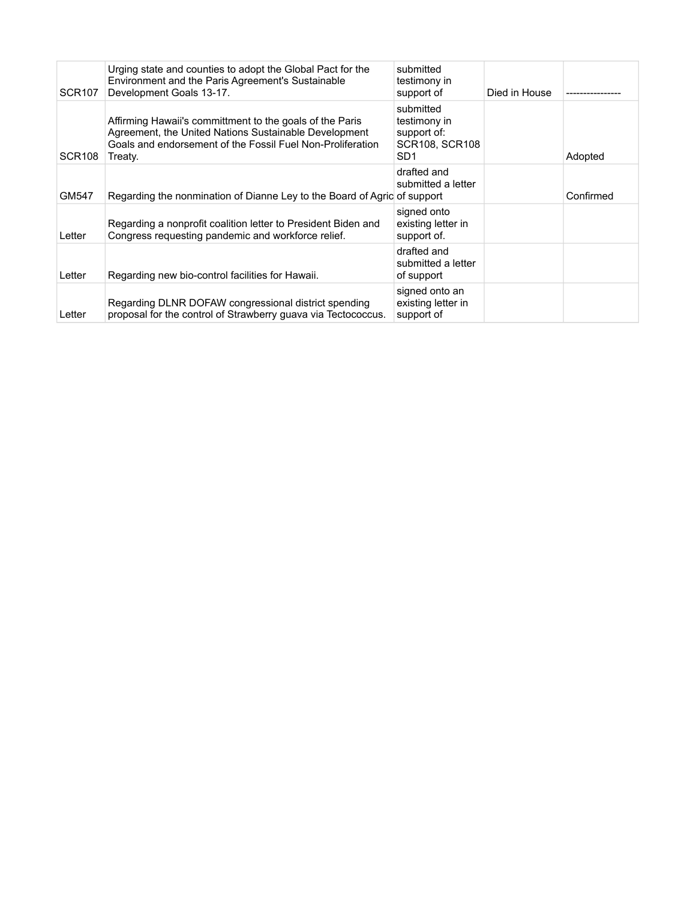| | | | | |
|---|---|---|---|---|
| SCR107 | Urging state and counties to adopt the Global Pact for the Environment and the Paris Agreement's Sustainable Development Goals 13-17. | submitted testimony in support of | Died in House | ---------------- |
| SCR108 | Affirming Hawaii's committment to the goals of the Paris Agreement, the United Nations Sustainable Development Goals and endorsement of the Fossil Fuel Non-Proliferation Treaty. | submitted testimony in support of: SCR108, SCR108 SD1 | | Adopted |
| GM547 | Regarding the nonmination of Dianne Ley to the Board of Agric | drafted and submitted a letter of support | | Confirmed |
| Letter | Regarding a nonprofit coalition letter to President Biden and Congress requesting pandemic and workforce relief. | signed onto existing letter in support of. | | |
| Letter | Regarding new bio-control facilities for Hawaii. | drafted and submitted a letter of support | | |
| Letter | Regarding DLNR DOFAW congressional district spending proposal for the control of Strawberry guava via Tectococcus. | signed onto an existing letter in support of | | |